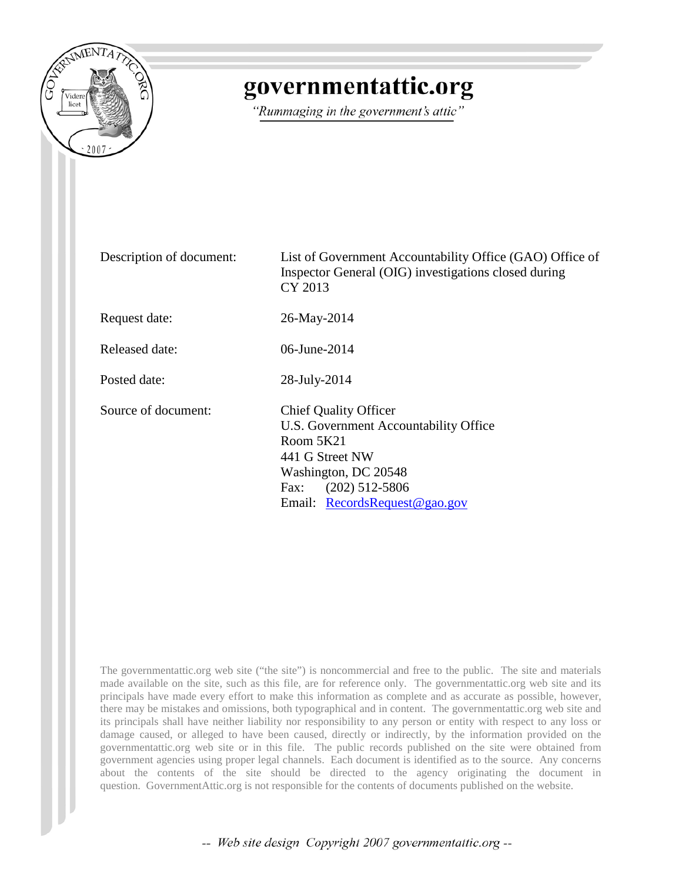# governmentattic.org

*"Rummaging in the government's attic"*

| | |
|---|---|
| Description of document: | List of Government Accountability Office (GAO) Office of Inspector General (OIG) investigations closed during CY 2013 |
| Request date: | 26-May-2014 |
| Released date: | 06-June-2014 |
| Posted date: | 28-July-2014 |
| Source of document: | Chief Quality Officer<br>U.S. Government Accountability Office<br>Room 5K21<br>441 G Street NW<br>Washington, DC 20548<br>Fax: (202) 512-5806<br>Email: RecordsRequest@gao.gov |

The governmentattic.org web site ("the site") is noncommercial and free to the public. The site and materials made available on the site, such as this file, are for reference only. The governmentattic.org web site and its principals have made every effort to make this information as complete and as accurate as possible, however, there may be mistakes and omissions, both typographical and in content. The governmentattic.org web site and its principals shall have neither liability nor responsibility to any person or entity with respect to any loss or damage caused, or alleged to have been caused, directly or indirectly, by the information provided on the governmentattic.org web site or in this file. The public records published on the site were obtained from government agencies using proper legal channels. Each document is identified as to the source. Any concerns about the contents of the site should be directed to the agency originating the document in question. GovernmentAttic.org is not responsible for the contents of documents published on the website.

*-- Web site design Copyright 2007 governmentattic.org --*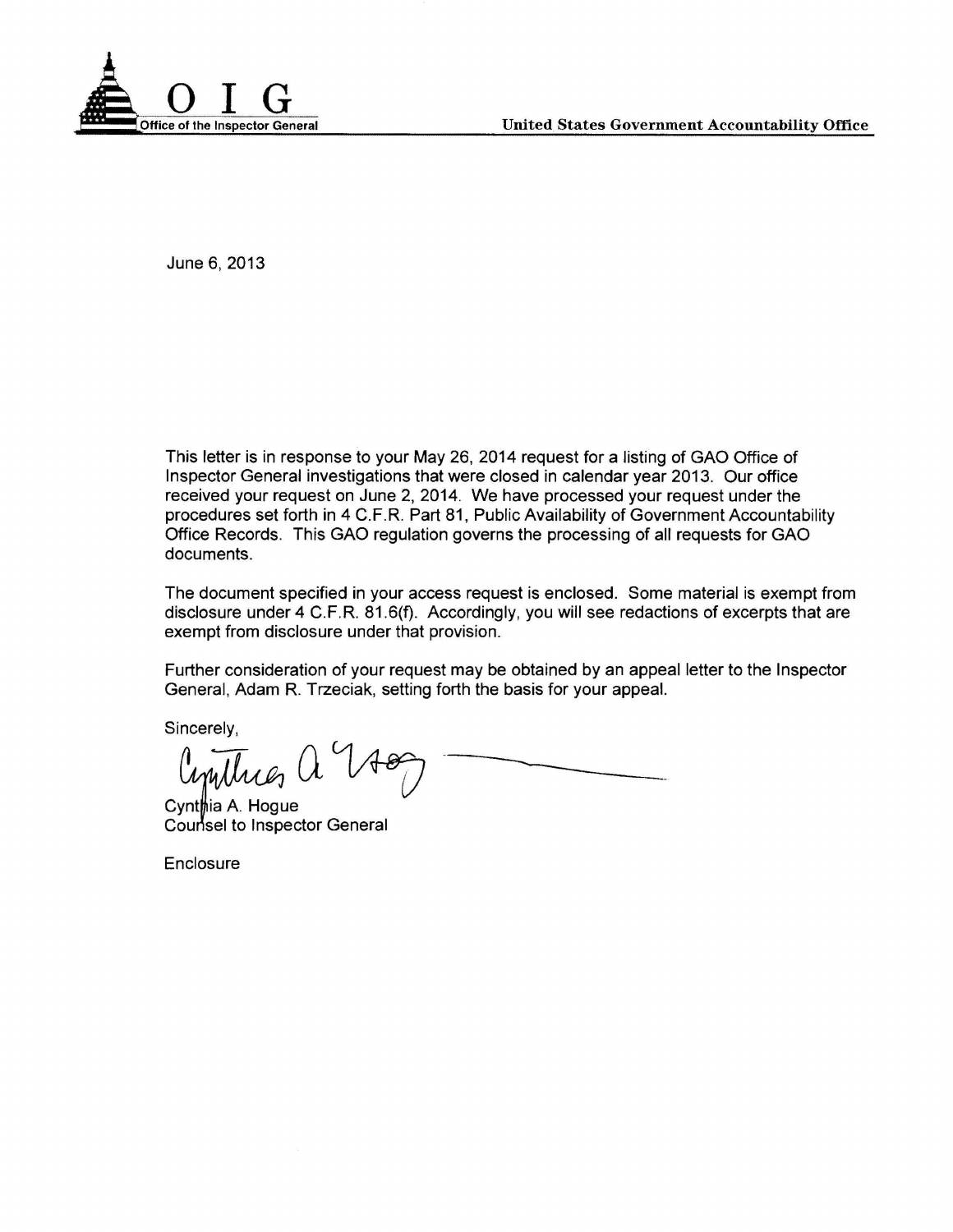**OIG**
Office of the Inspector General

**United States Government Accountability Office**

June 6, 2013

This letter is in response to your May 26, 2014 request for a listing of GAO Office of Inspector General investigations that were closed in calendar year 2013. Our office received your request on June 2, 2014. We have processed your request under the procedures set forth in 4 C.F.R. Part 81, Public Availability of Government Accountability Office Records. This GAO regulation governs the processing of all requests for GAO documents.

The document specified in your access request is enclosed. Some material is exempt from disclosure under 4 C.F.R. 81.6(f). Accordingly, you will see redactions of excerpts that are exempt from disclosure under that provision.

Further consideration of your request may be obtained by an appeal letter to the Inspector General, Adam R. Trzeciak, setting forth the basis for your appeal.

Sincerely,

Cynthia A. Hogue
Counsel to Inspector General

Enclosure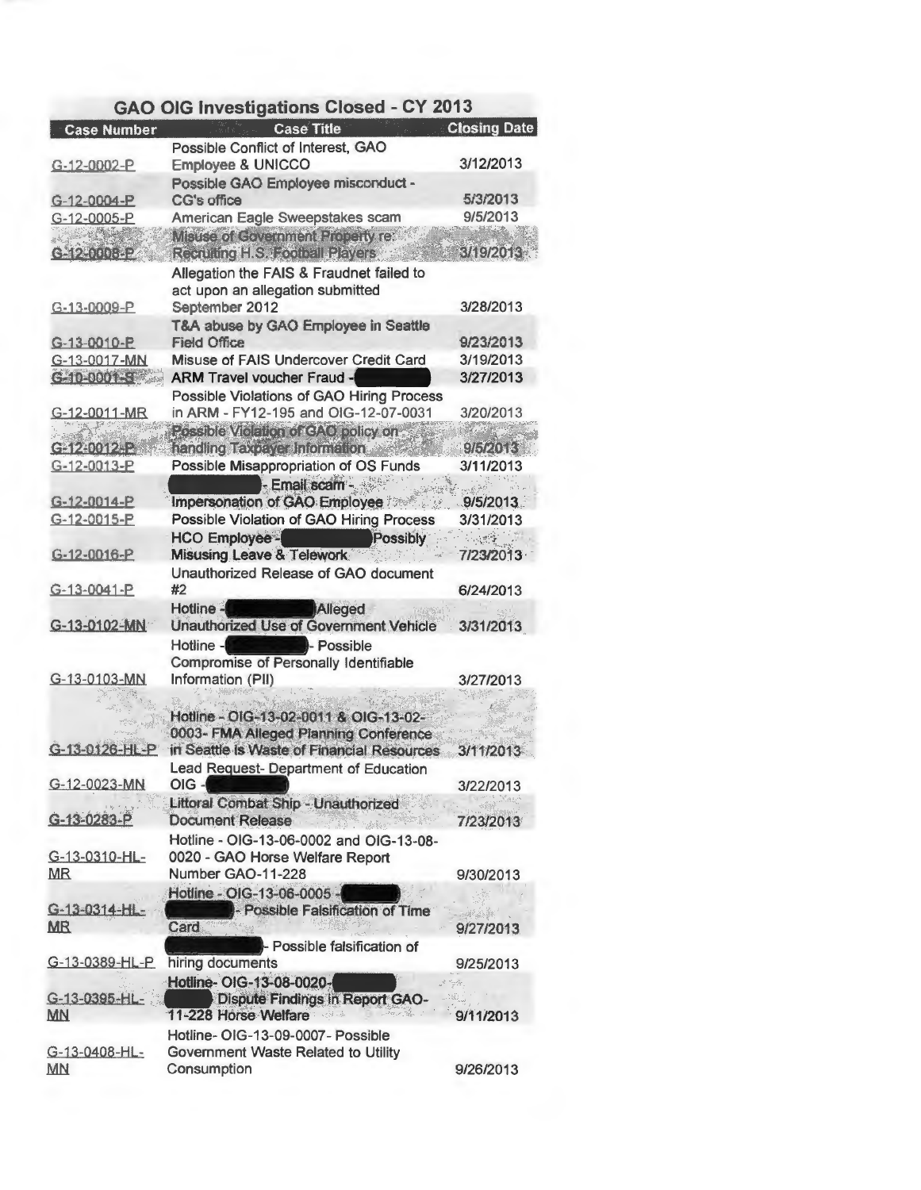## GAO OIG Investigations Closed - CY 2013

| Case Number | Case Title | Closing Date |
| --- | --- | --- |
| G-12-0002-P | Possible Conflict of Interest, GAO Employee & UNICCO | 3/12/2013 |
| G-12-0004-P | Possible GAO Employee misconduct - CG's office | 5/3/2013 |
| G-12-0005-P | American Eagle Sweepstakes scam | 9/5/2013 |
| G-12-0008-P | Misuse of Government Property re: Recruiting H.S. Football Players | 3/19/2013 |
| G-13-0009-P | Allegation the FAIS & Fraudnet failed to act upon an allegation submitted September 2012 | 3/28/2013 |
| G-13-0010-P | T&A abuse by GAO Employee in Seattle Field Office | 9/23/2013 |
| G-13-0017-MN | Misuse of FAIS Undercover Credit Card | 3/19/2013 |
| G-10-0001-S | ARM Travel voucher Fraud - [redacted] | 3/27/2013 |
| G-12-0011-MR | Possible Violations of GAO Hiring Process in ARM - FY12-195 and OIG-12-07-0031 | 3/20/2013 |
| G-12-0012-P | Possible Violation of GAO policy on handling Taxpayer Information | 9/5/2013 |
| G-12-0013-P | Possible Misappropriation of OS Funds | 3/11/2013 |
| G-12-0014-P | [redacted] - Email scam - Impersonation of GAO Employee | 9/5/2013 |
| G-12-0015-P | Possible Violation of GAO Hiring Process | 3/31/2013 |
| G-12-0016-P | HCO Employee - [redacted] Possibly Misusing Leave & Telework | 7/23/2013 |
| G-13-0041-P | Unauthorized Release of GAO document #2 | 6/24/2013 |
| G-13-0102-MN | Hotline - [redacted] Alleged Unauthorized Use of Government Vehicle | 3/31/2013 |
| G-13-0103-MN | Hotline - [redacted] - Possible Compromise of Personally Identifiable Information (PII) | 3/27/2013 |
| G-13-0126-HL-P | Hotline - OIG-13-02-0011 & OIG-13-02-0003- FMA Alleged Planning Conference in Seattle is Waste of Financial Resources | 3/11/2013 |
| G-12-0023-MN | Lead Request- Department of Education OIG - [redacted] | 3/22/2013 |
| G-13-0283-P | Littoral Combat Ship - Unauthorized Document Release | 7/23/2013 |
| G-13-0310-HL-MR | Hotline - OIG-13-06-0002 and OIG-13-08-0020 - GAO Horse Welfare Report Number GAO-11-228 | 9/30/2013 |
| G-13-0314-HL-MR | Hotline - OIG-13-06-0005 - [redacted] - Possible Falsification of Time Card | 9/27/2013 |
| G-13-0389-HL-P | [redacted] - Possible falsification of hiring documents | 9/25/2013 |
| G-13-0395-HL-MN | Hotline- OIG-13-08-0020- [redacted] Dispute Findings in Report GAO-11-228 Horse Welfare | 9/11/2013 |
| G-13-0408-HL-MN | Hotline- OIG-13-09-0007- Possible Government Waste Related to Utility Consumption | 9/26/2013 |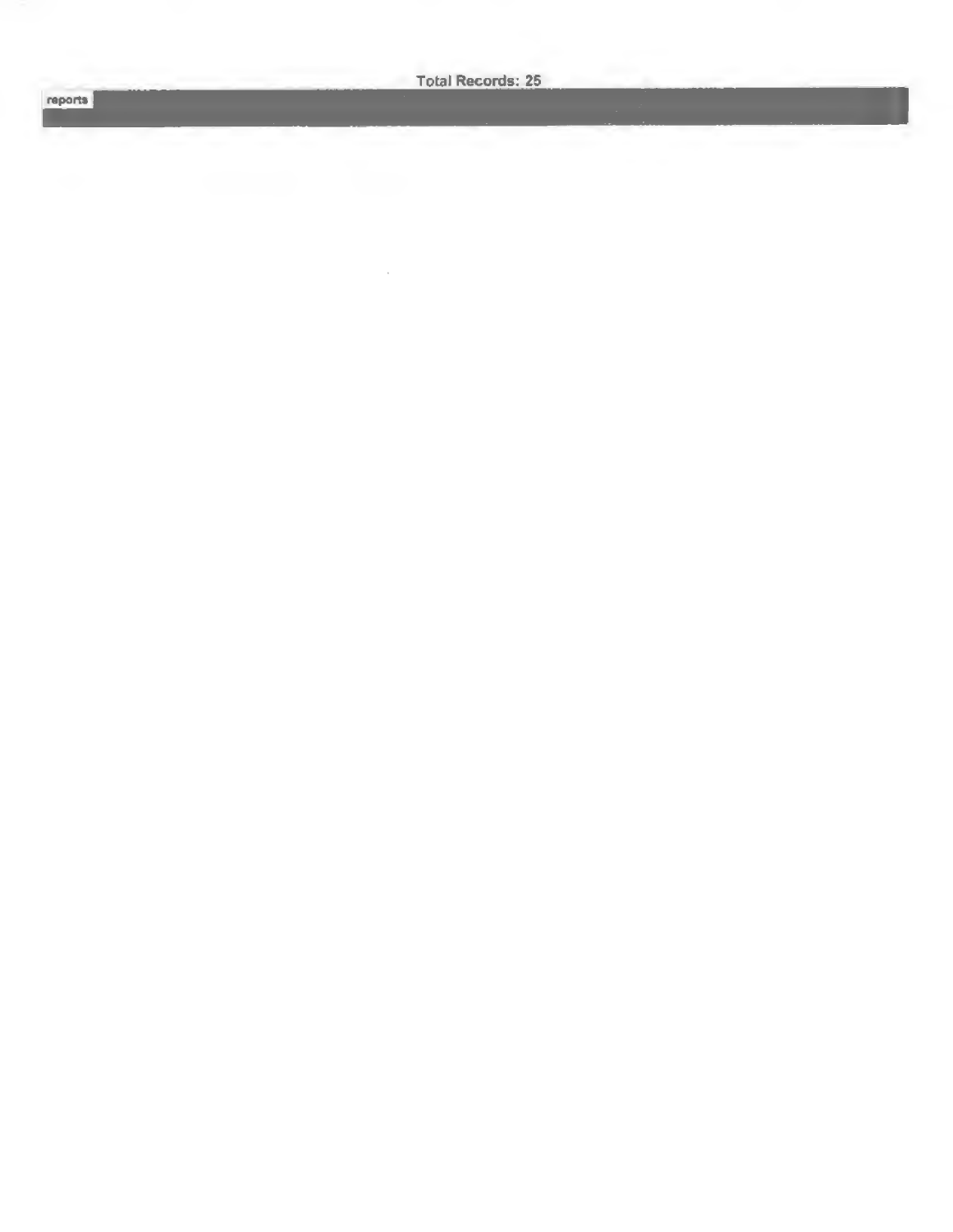Total Records: 25

reports